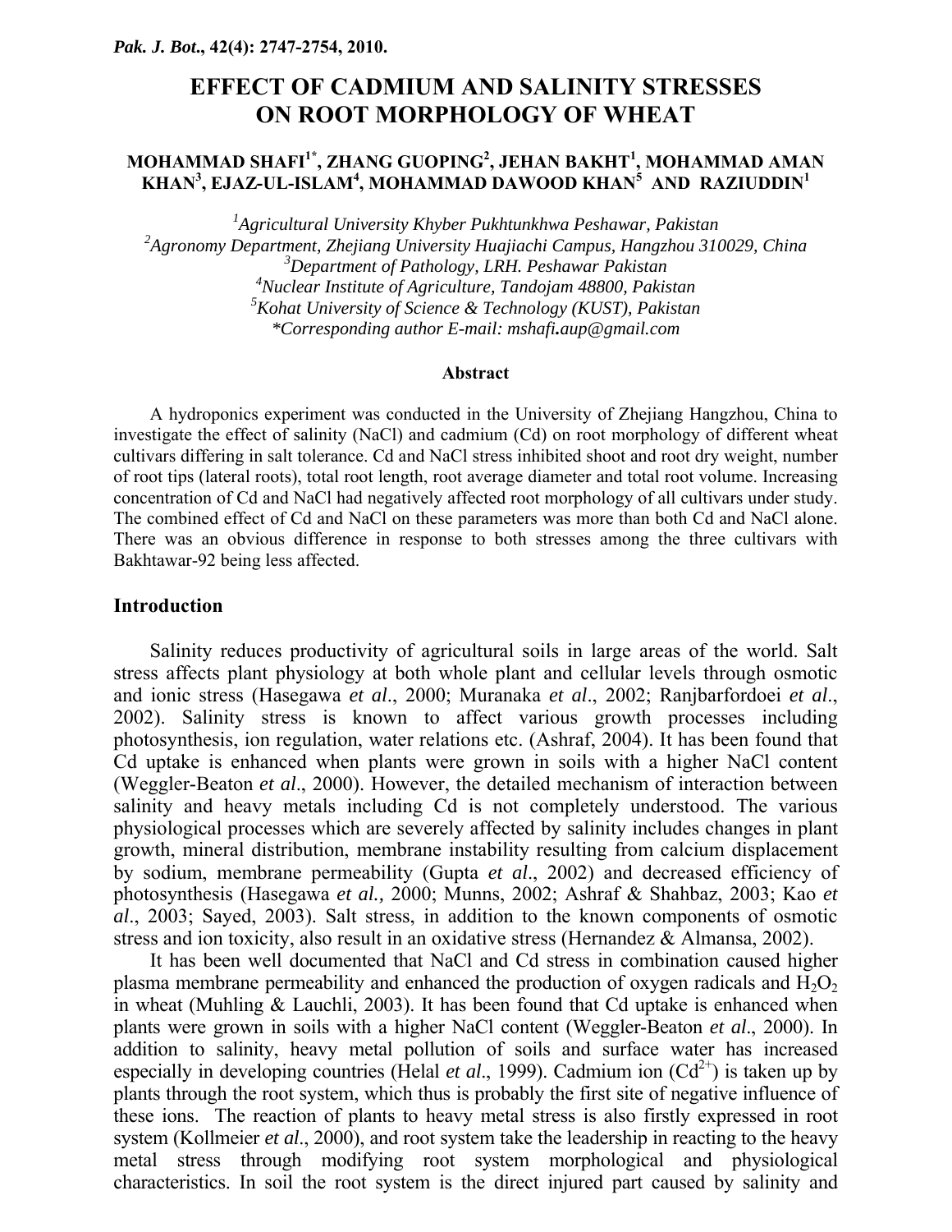# EFFECT OF CADMIUM AND SALINITY STRESSES ON ROOT MORPHOLOGY OF WHEAT

**MOHAMMAD SHAFI[1*], ZHANG GUOPING[2], JEHAN BAKHT[1], MOHAMMAD AMAN KHAN[3], EJAZ-UL-ISLAM[4], MOHAMMAD DAWOOD KHAN[5] AND RAZIUDDIN[1]**

*[1]Agricultural University Khyber Pukhtunkhwa Peshawar, Pakistan*
*[2]Agronomy Department, Zhejiang University Huajiachi Campus, Hangzhou 310029, China*
*[3]Department of Pathology, LRH. Peshawar Pakistan*
*[4]Nuclear Institute of Agriculture, Tandojam 48800, Pakistan*
*[5]Kohat University of Science & Technology (KUST), Pakistan*
*\*Corresponding author E-mail: mshafi.aup@gmail.com*

## Abstract

A hydroponics experiment was conducted in the University of Zhejiang Hangzhou, China to investigate the effect of salinity (NaCl) and cadmium (Cd) on root morphology of different wheat cultivars differing in salt tolerance. Cd and NaCl stress inhibited shoot and root dry weight, number of root tips (lateral roots), total root length, root average diameter and total root volume. Increasing concentration of Cd and NaCl had negatively affected root morphology of all cultivars under study. The combined effect of Cd and NaCl on these parameters was more than both Cd and NaCl alone. There was an obvious difference in response to both stresses among the three cultivars with Bakhtawar-92 being less affected.

## Introduction

Salinity reduces productivity of agricultural soils in large areas of the world. Salt stress affects plant physiology at both whole plant and cellular levels through osmotic and ionic stress (Hasegawa *et al*., 2000; Muranaka *et al*., 2002; Ranjbarfordoei *et al*., 2002). Salinity stress is known to affect various growth processes including photosynthesis, ion regulation, water relations etc. (Ashraf, 2004). It has been found that Cd uptake is enhanced when plants were grown in soils with a higher NaCl content (Weggler-Beaton *et al*., 2000). However, the detailed mechanism of interaction between salinity and heavy metals including Cd is not completely understood. The various physiological processes which are severely affected by salinity includes changes in plant growth, mineral distribution, membrane instability resulting from calcium displacement by sodium, membrane permeability (Gupta *et al*., 2002) and decreased efficiency of photosynthesis (Hasegawa *et al.,* 2000; Munns, 2002; Ashraf & Shahbaz, 2003; Kao *et al*., 2003; Sayed, 2003). Salt stress, in addition to the known components of osmotic stress and ion toxicity, also result in an oxidative stress (Hernandez & Almansa, 2002).

It has been well documented that NaCl and Cd stress in combination caused higher plasma membrane permeability and enhanced the production of oxygen radicals and $H_2O_2$ in wheat (Muhling & Lauchli, 2003). It has been found that Cd uptake is enhanced when plants were grown in soils with a higher NaCl content (Weggler-Beaton *et al*., 2000). In addition to salinity, heavy metal pollution of soils and surface water has increased especially in developing countries (Helal *et al*., 1999). Cadmium ion ($Cd^{2+}$) is taken up by plants through the root system, which thus is probably the first site of negative influence of these ions. The reaction of plants to heavy metal stress is also firstly expressed in root system (Kollmeier *et al*., 2000), and root system take the leadership in reacting to the heavy metal stress through modifying root system morphological and physiological characteristics. In soil the root system is the direct injured part caused by salinity and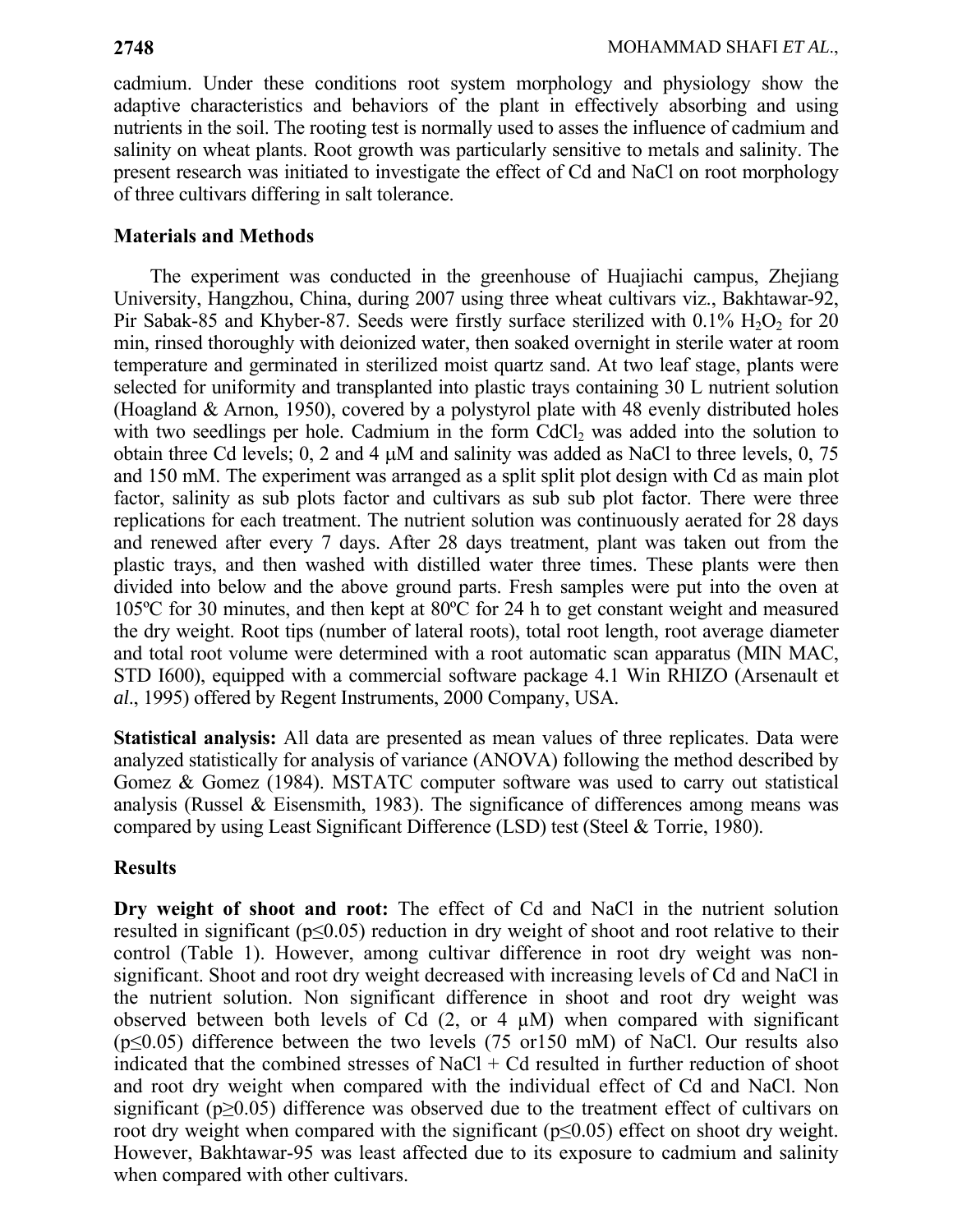cadmium. Under these conditions root system morphology and physiology show the adaptive characteristics and behaviors of the plant in effectively absorbing and using nutrients in the soil. The rooting test is normally used to asses the influence of cadmium and salinity on wheat plants. Root growth was particularly sensitive to metals and salinity. The present research was initiated to investigate the effect of Cd and NaCl on root morphology of three cultivars differing in salt tolerance.

## Materials and Methods

The experiment was conducted in the greenhouse of Huajiachi campus, Zhejiang University, Hangzhou, China, during 2007 using three wheat cultivars viz., Bakhtawar-92, Pir Sabak-85 and Khyber-87. Seeds were firstly surface sterilized with 0.1% $H_2O_2$ for 20 min, rinsed thoroughly with deionized water, then soaked overnight in sterile water at room temperature and germinated in sterilized moist quartz sand. At two leaf stage, plants were selected for uniformity and transplanted into plastic trays containing 30 L nutrient solution (Hoagland & Arnon, 1950), covered by a polystyrol plate with 48 evenly distributed holes with two seedlings per hole. Cadmium in the form $CdCl_2$ was added into the solution to obtain three Cd levels; 0, 2 and 4 μM and salinity was added as NaCl to three levels, 0, 75 and 150 mM. The experiment was arranged as a split split plot design with Cd as main plot factor, salinity as sub plots factor and cultivars as sub sub plot factor. There were three replications for each treatment. The nutrient solution was continuously aerated for 28 days and renewed after every 7 days. After 28 days treatment, plant was taken out from the plastic trays, and then washed with distilled water three times. These plants were then divided into below and the above ground parts. Fresh samples were put into the oven at 105ºC for 30 minutes, and then kept at 80ºC for 24 h to get constant weight and measured the dry weight. Root tips (number of lateral roots), total root length, root average diameter and total root volume were determined with a root automatic scan apparatus (MIN MAC, STD I600), equipped with a commercial software package 4.1 Win RHIZO (Arsenault et *al*., 1995) offered by Regent Instruments, 2000 Company, USA.

**Statistical analysis:** All data are presented as mean values of three replicates. Data were analyzed statistically for analysis of variance (ANOVA) following the method described by Gomez & Gomez (1984). MSTATC computer software was used to carry out statistical analysis (Russel & Eisensmith, 1983). The significance of differences among means was compared by using Least Significant Difference (LSD) test (Steel & Torrie, 1980).

## Results

**Dry weight of shoot and root:** The effect of Cd and NaCl in the nutrient solution resulted in significant ($p \leq 0.05$) reduction in dry weight of shoot and root relative to their control (Table 1). However, among cultivar difference in root dry weight was non-significant. Shoot and root dry weight decreased with increasing levels of Cd and NaCl in the nutrient solution. Non significant difference in shoot and root dry weight was observed between both levels of Cd (2, or 4 μM) when compared with significant ($p \leq 0.05$) difference between the two levels (75 or150 mM) of NaCl. Our results also indicated that the combined stresses of NaCl + Cd resulted in further reduction of shoot and root dry weight when compared with the individual effect of Cd and NaCl. Non significant ($p \geq 0.05$) difference was observed due to the treatment effect of cultivars on root dry weight when compared with the significant ($p \leq 0.05$) effect on shoot dry weight. However, Bakhtawar-95 was least affected due to its exposure to cadmium and salinity when compared with other cultivars.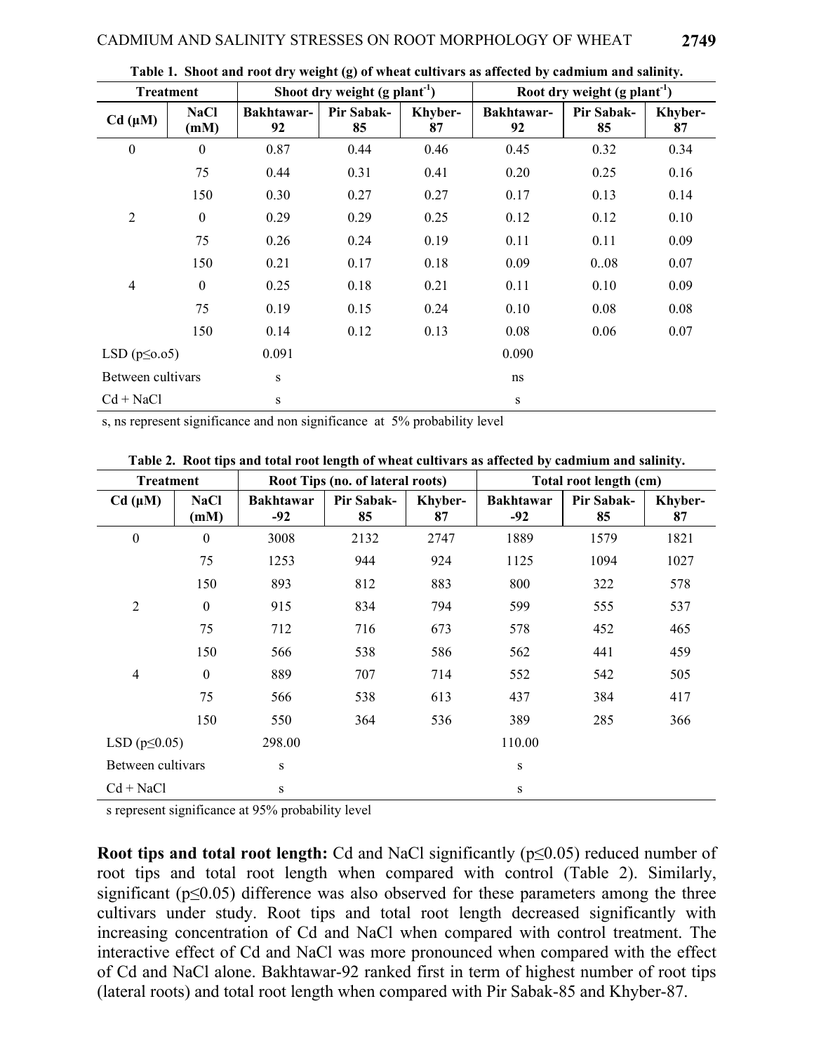**Table 1. Shoot and root dry weight (g) of wheat cultivars as affected by cadmium and salinity.**

| Treatment | | Shoot dry weight (g plant$^{-1}$) | | | Root dry weight (g plant$^{-1}$) | | |
|---|---|---|---|---|---|---|---|
| Cd (µM) | NaCl (mM) | Bakhtawar-92 | Pir Sabak-85 | Khyber-87 | Bakhtawar-92 | Pir Sabak-85 | Khyber-87 |
| 0 | 0 | 0.87 | 0.44 | 0.46 | 0.45 | 0.32 | 0.34 |
| | 75 | 0.44 | 0.31 | 0.41 | 0.20 | 0.25 | 0.16 |
| | 150 | 0.30 | 0.27 | 0.27 | 0.17 | 0.13 | 0.14 |
| 2 | 0 | 0.29 | 0.29 | 0.25 | 0.12 | 0.12 | 0.10 |
| | 75 | 0.26 | 0.24 | 0.19 | 0.11 | 0.11 | 0.09 |
| | 150 | 0.21 | 0.17 | 0.18 | 0.09 | 0..08 | 0.07 |
| 4 | 0 | 0.25 | 0.18 | 0.21 | 0.11 | 0.10 | 0.09 |
| | 75 | 0.19 | 0.15 | 0.24 | 0.10 | 0.08 | 0.08 |
| | 150 | 0.14 | 0.12 | 0.13 | 0.08 | 0.06 | 0.07 |
| LSD (p≤o.o5) | | 0.091 | | | 0.090 | | |
| Between cultivars | | s | | | ns | | |
| Cd + NaCl | | s | | | s | | |

s, ns represent significance and non significance at 5% probability level

**Table 2. Root tips and total root length of wheat cultivars as affected by cadmium and salinity.**

| Treatment | | Root Tips (no. of lateral roots) | | | Total root length (cm) | | |
|---|---|---|---|---|---|---|---|
| Cd (µM) | NaCl (mM) | Bakhtawar -92 | Pir Sabak-85 | Khyber-87 | Bakhtawar -92 | Pir Sabak-85 | Khyber-87 |
| 0 | 0 | 3008 | 2132 | 2747 | 1889 | 1579 | 1821 |
| | 75 | 1253 | 944 | 924 | 1125 | 1094 | 1027 |
| | 150 | 893 | 812 | 883 | 800 | 322 | 578 |
| 2 | 0 | 915 | 834 | 794 | 599 | 555 | 537 |
| | 75 | 712 | 716 | 673 | 578 | 452 | 465 |
| | 150 | 566 | 538 | 586 | 562 | 441 | 459 |
| 4 | 0 | 889 | 707 | 714 | 552 | 542 | 505 |
| | 75 | 566 | 538 | 613 | 437 | 384 | 417 |
| | 150 | 550 | 364 | 536 | 389 | 285 | 366 |
| LSD (p≤0.05) | | 298.00 | | | 110.00 | | |
| Between cultivars | | s | | | s | | |
| Cd + NaCl | | s | | | s | | |

s represent significance at 95% probability level

**Root tips and total root length:** Cd and NaCl significantly ($p \leq 0.05$) reduced number of root tips and total root length when compared with control (Table 2). Similarly, significant ($p \leq 0.05$) difference was also observed for these parameters among the three cultivars under study. Root tips and total root length decreased significantly with increasing concentration of Cd and NaCl when compared with control treatment. The interactive effect of Cd and NaCl was more pronounced when compared with the effect of Cd and NaCl alone. Bakhtawar-92 ranked first in term of highest number of root tips (lateral roots) and total root length when compared with Pir Sabak-85 and Khyber-87.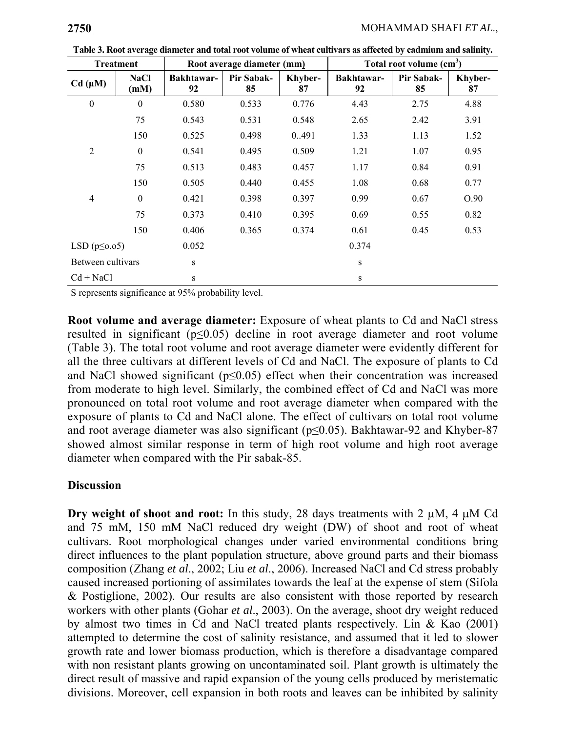**Table 3. Root average diameter and total root volume of wheat cultivars as affected by cadmium and salinity.**

| Treatment | | Root average diameter (mm) | | | Total root volume ($cm^3$) | | |
|---|---|---|---|---|---|---|---|
| Cd (µM) | NaCl (mM) | Bakhtawar-92 | Pir Sabak-85 | Khyber-87 | Bakhtawar-92 | Pir Sabak-85 | Khyber-87 |
| 0 | 0 | 0.580 | 0.533 | 0.776 | 4.43 | 2.75 | 4.88 |
| | 75 | 0.543 | 0.531 | 0.548 | 2.65 | 2.42 | 3.91 |
| | 150 | 0.525 | 0.498 | 0..491 | 1.33 | 1.13 | 1.52 |
| 2 | 0 | 0.541 | 0.495 | 0.509 | 1.21 | 1.07 | 0.95 |
| | 75 | 0.513 | 0.483 | 0.457 | 1.17 | 0.84 | 0.91 |
| | 150 | 0.505 | 0.440 | 0.455 | 1.08 | 0.68 | 0.77 |
| 4 | 0 | 0.421 | 0.398 | 0.397 | 0.99 | 0.67 | O.90 |
| | 75 | 0.373 | 0.410 | 0.395 | 0.69 | 0.55 | 0.82 |
| | 150 | 0.406 | 0.365 | 0.374 | 0.61 | 0.45 | 0.53 |
| LSD ($p \leq o.o5$) | | 0.052 | | | 0.374 | | |
| Between cultivars | | s | | | s | | |
| Cd + NaCl | | s | | | s | | |

S represents significance at 95% probability level.

**Root volume and average diameter:** Exposure of wheat plants to Cd and NaCl stress resulted in significant ($p \leq 0.05$) decline in root average diameter and root volume (Table 3). The total root volume and root average diameter were evidently different for all the three cultivars at different levels of Cd and NaCl. The exposure of plants to Cd and NaCl showed significant ($p \leq 0.05$) effect when their concentration was increased from moderate to high level. Similarly, the combined effect of Cd and NaCl was more pronounced on total root volume and root average diameter when compared with the exposure of plants to Cd and NaCl alone. The effect of cultivars on total root volume and root average diameter was also significant ($p \leq 0.05$). Bakhtawar-92 and Khyber-87 showed almost similar response in term of high root volume and high root average diameter when compared with the Pir sabak-85.

## Discussion

**Dry weight of shoot and root:** In this study, 28 days treatments with 2 µM, 4 µM Cd and 75 mM, 150 mM NaCl reduced dry weight (DW) of shoot and root of wheat cultivars. Root morphological changes under varied environmental conditions bring direct influences to the plant population structure, above ground parts and their biomass composition (Zhang *et al*., 2002; Liu *et al*., 2006). Increased NaCl and Cd stress probably caused increased portioning of assimilates towards the leaf at the expense of stem (Sifola & Postiglione, 2002). Our results are also consistent with those reported by research workers with other plants (Gohar *et al*., 2003). On the average, shoot dry weight reduced by almost two times in Cd and NaCl treated plants respectively. Lin & Kao (2001) attempted to determine the cost of salinity resistance, and assumed that it led to slower growth rate and lower biomass production, which is therefore a disadvantage compared with non resistant plants growing on uncontaminated soil. Plant growth is ultimately the direct result of massive and rapid expansion of the young cells produced by meristematic divisions. Moreover, cell expansion in both roots and leaves can be inhibited by salinity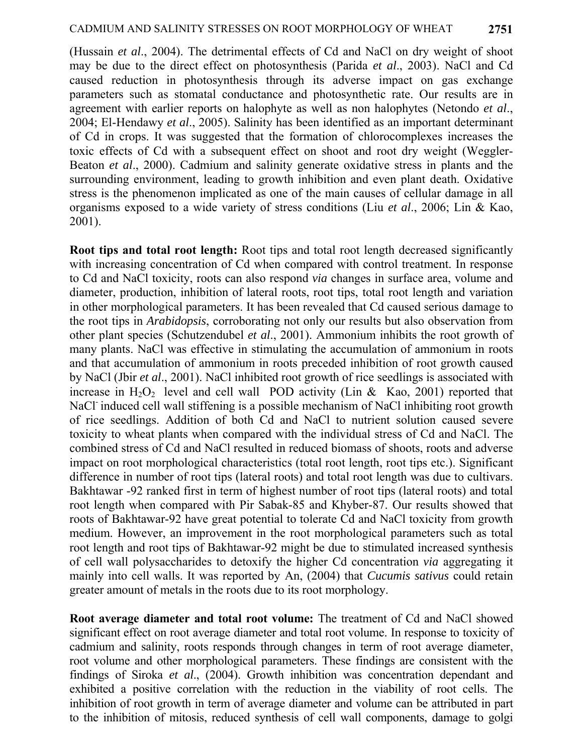(Hussain *et al*., 2004). The detrimental effects of Cd and NaCl on dry weight of shoot may be due to the direct effect on photosynthesis (Parida *et al*., 2003). NaCl and Cd caused reduction in photosynthesis through its adverse impact on gas exchange parameters such as stomatal conductance and photosynthetic rate. Our results are in agreement with earlier reports on halophyte as well as non halophytes (Netondo *et al*., 2004; El-Hendawy *et al*., 2005). Salinity has been identified as an important determinant of Cd in crops. It was suggested that the formation of chlorocomplexes increases the toxic effects of Cd with a subsequent effect on shoot and root dry weight (Weggler-Beaton *et al*., 2000). Cadmium and salinity generate oxidative stress in plants and the surrounding environment, leading to growth inhibition and even plant death. Oxidative stress is the phenomenon implicated as one of the main causes of cellular damage in all organisms exposed to a wide variety of stress conditions (Liu *et al*., 2006; Lin & Kao, 2001).

**Root tips and total root length:** Root tips and total root length decreased significantly with increasing concentration of Cd when compared with control treatment. In response to Cd and NaCl toxicity, roots can also respond *via* changes in surface area, volume and diameter, production, inhibition of lateral roots, root tips, total root length and variation in other morphological parameters. It has been revealed that Cd caused serious damage to the root tips in *Arabidopsis*, corroborating not only our results but also observation from other plant species (Schutzendubel *et al*., 2001). Ammonium inhibits the root growth of many plants. NaCl was effective in stimulating the accumulation of ammonium in roots and that accumulation of ammonium in roots preceded inhibition of root growth caused by NaCl (Jbir *et al*., 2001). NaCl inhibited root growth of rice seedlings is associated with increase in $H_2O_2$ level and cell wall POD activity (Lin & Kao, 2001) reported that $NaCl^-$ induced cell wall stiffening is a possible mechanism of NaCl inhibiting root growth of rice seedlings. Addition of both Cd and NaCl to nutrient solution caused severe toxicity to wheat plants when compared with the individual stress of Cd and NaCl. The combined stress of Cd and NaCl resulted in reduced biomass of shoots, roots and adverse impact on root morphological characteristics (total root length, root tips etc.). Significant difference in number of root tips (lateral roots) and total root length was due to cultivars. Bakhtawar -92 ranked first in term of highest number of root tips (lateral roots) and total root length when compared with Pir Sabak-85 and Khyber-87. Our results showed that roots of Bakhtawar-92 have great potential to tolerate Cd and NaCl toxicity from growth medium. However, an improvement in the root morphological parameters such as total root length and root tips of Bakhtawar-92 might be due to stimulated increased synthesis of cell wall polysaccharides to detoxify the higher Cd concentration *via* aggregating it mainly into cell walls. It was reported by An, (2004) that *Cucumis sativus* could retain greater amount of metals in the roots due to its root morphology.

**Root average diameter and total root volume:** The treatment of Cd and NaCl showed significant effect on root average diameter and total root volume. In response to toxicity of cadmium and salinity, roots responds through changes in term of root average diameter, root volume and other morphological parameters. These findings are consistent with the findings of Siroka *et al*., (2004). Growth inhibition was concentration dependant and exhibited a positive correlation with the reduction in the viability of root cells. The inhibition of root growth in term of average diameter and volume can be attributed in part to the inhibition of mitosis, reduced synthesis of cell wall components, damage to golgi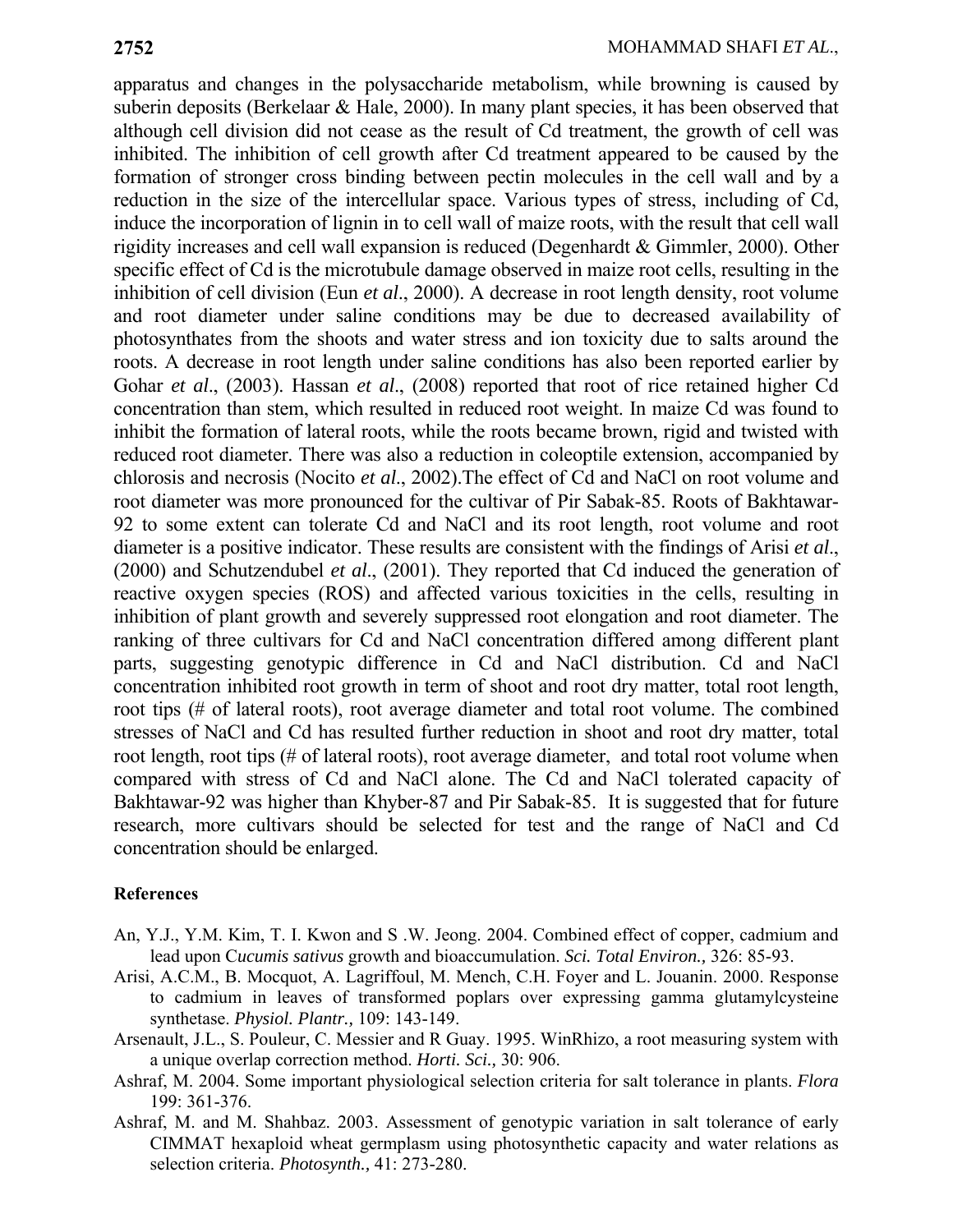apparatus and changes in the polysaccharide metabolism, while browning is caused by suberin deposits (Berkelaar & Hale, 2000). In many plant species, it has been observed that although cell division did not cease as the result of Cd treatment, the growth of cell was inhibited. The inhibition of cell growth after Cd treatment appeared to be caused by the formation of stronger cross binding between pectin molecules in the cell wall and by a reduction in the size of the intercellular space. Various types of stress, including of Cd, induce the incorporation of lignin in to cell wall of maize roots, with the result that cell wall rigidity increases and cell wall expansion is reduced (Degenhardt & Gimmler, 2000). Other specific effect of Cd is the microtubule damage observed in maize root cells, resulting in the inhibition of cell division (Eun *et al*., 2000). A decrease in root length density, root volume and root diameter under saline conditions may be due to decreased availability of photosynthates from the shoots and water stress and ion toxicity due to salts around the roots. A decrease in root length under saline conditions has also been reported earlier by Gohar *et al*., (2003). Hassan *et al*., (2008) reported that root of rice retained higher Cd concentration than stem, which resulted in reduced root weight. In maize Cd was found to inhibit the formation of lateral roots, while the roots became brown, rigid and twisted with reduced root diameter. There was also a reduction in coleoptile extension, accompanied by chlorosis and necrosis (Nocito *et al*., 2002).The effect of Cd and NaCl on root volume and root diameter was more pronounced for the cultivar of Pir Sabak-85. Roots of Bakhtawar-92 to some extent can tolerate Cd and NaCl and its root length, root volume and root diameter is a positive indicator. These results are consistent with the findings of Arisi *et al*., (2000) and Schutzendubel *et al*., (2001). They reported that Cd induced the generation of reactive oxygen species (ROS) and affected various toxicities in the cells, resulting in inhibition of plant growth and severely suppressed root elongation and root diameter. The ranking of three cultivars for Cd and NaCl concentration differed among different plant parts, suggesting genotypic difference in Cd and NaCl distribution. Cd and NaCl concentration inhibited root growth in term of shoot and root dry matter, total root length, root tips (# of lateral roots), root average diameter and total root volume. The combined stresses of NaCl and Cd has resulted further reduction in shoot and root dry matter, total root length, root tips (# of lateral roots), root average diameter, and total root volume when compared with stress of Cd and NaCl alone. The Cd and NaCl tolerated capacity of Bakhtawar-92 was higher than Khyber-87 and Pir Sabak-85. It is suggested that for future research, more cultivars should be selected for test and the range of NaCl and Cd concentration should be enlarged.

## References

An, Y.J., Y.M. Kim, T. I. Kwon and S .W. Jeong. 2004. Combined effect of copper, cadmium and lead upon C*ucumis sativus* growth and bioaccumulation. *Sci. Total Environ.,* 326: 85-93.

Arisi, A.C.M., B. Mocquot, A. Lagriffoul, M. Mench, C.H. Foyer and L. Jouanin. 2000. Response to cadmium in leaves of transformed poplars over expressing gamma glutamylcysteine synthetase. *Physiol. Plantr.,* 109: 143-149.

Arsenault, J.L., S. Pouleur, C. Messier and R Guay. 1995. WinRhizo, a root measuring system with a unique overlap correction method. *Horti. Sci.,* 30: 906.

Ashraf, M. 2004. Some important physiological selection criteria for salt tolerance in plants. *Flora* 199: 361-376.

Ashraf, M. and M. Shahbaz. 2003. Assessment of genotypic variation in salt tolerance of early CIMMAT hexaploid wheat germplasm using photosynthetic capacity and water relations as selection criteria. *Photosynth.,* 41: 273-280.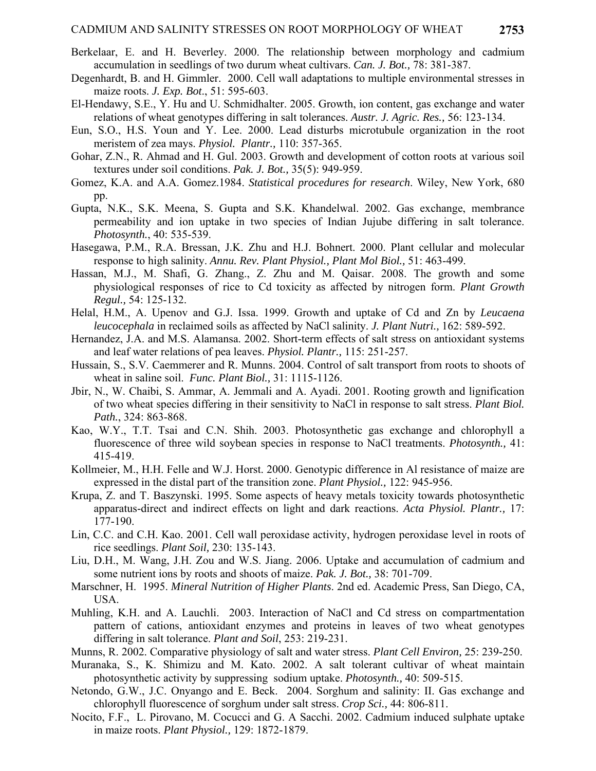Berkelaar, E. and H. Beverley. 2000. The relationship between morphology and cadmium accumulation in seedlings of two durum wheat cultivars. *Can. J. Bot.,* 78: 381-387.

Degenhardt, B. and H. Gimmler. 2000. Cell wall adaptations to multiple environmental stresses in maize roots. *J. Exp. Bot*., 51: 595-603.

El-Hendawy, S.E., Y. Hu and U. Schmidhalter. 2005. Growth, ion content, gas exchange and water relations of wheat genotypes differing in salt tolerances. *Austr. J. Agric. Res.,* 56: 123-134.

Eun, S.O., H.S. Youn and Y. Lee. 2000. Lead disturbs microtubule organization in the root meristem of zea mays. *Physiol. Plantr.,* 110: 357-365.

Gohar, Z.N., R. Ahmad and H. Gul. 2003. Growth and development of cotton roots at various soil textures under soil conditions. *Pak. J. Bot.,* 35(5): 949-959.

Gomez, K.A. and A.A. Gomez.1984. *Statistical procedures for research*. Wiley, New York, 680 pp.

Gupta, N.K., S.K. Meena, S. Gupta and S.K. Khandelwal. 2002. Gas exchange, membrance permeability and ion uptake in two species of Indian Jujube differing in salt tolerance. *Photosynth.*, 40: 535-539.

Hasegawa, P.M., R.A. Bressan, J.K. Zhu and H.J. Bohnert. 2000. Plant cellular and molecular response to high salinity. *Annu. Rev. Plant Physiol., Plant Mol Biol.,* 51: 463-499.

Hassan, M.J., M. Shafi, G. Zhang., Z. Zhu and M. Qaisar. 2008. The growth and some physiological responses of rice to Cd toxicity as affected by nitrogen form. *Plant Growth Regul.,* 54: 125-132.

Helal, H.M., A. Upenov and G.J. Issa. 1999. Growth and uptake of Cd and Zn by *Leucaena leucocephala* in reclaimed soils as affected by NaCl salinity. *J. Plant Nutri.,* 162: 589-592.

Hernandez, J.A. and M.S. Alamansa. 2002. Short-term effects of salt stress on antioxidant systems and leaf water relations of pea leaves. *Physiol. Plantr.,* 115: 251-257.

Hussain, S., S.V. Caemmerer and R. Munns. 2004. Control of salt transport from roots to shoots of wheat in saline soil. *Func. Plant Biol.,* 31: 1115-1126.

Jbir, N., W. Chaibi, S. Ammar, A. Jemmali and A. Ayadi. 2001. Rooting growth and lignification of two wheat species differing in their sensitivity to NaCl in response to salt stress. *Plant Biol. Path.*, 324: 863-868.

Kao, W.Y., T.T. Tsai and C.N. Shih. 2003. Photosynthetic gas exchange and chlorophyll a fluorescence of three wild soybean species in response to NaCl treatments. *Photosynth.,* 41: 415-419.

Kollmeier, M., H.H. Felle and W.J. Horst. 2000. Genotypic difference in Al resistance of maize are expressed in the distal part of the transition zone. *Plant Physiol.,* 122: 945-956.

Krupa, Z. and T. Baszynski. 1995. Some aspects of heavy metals toxicity towards photosynthetic apparatus-direct and indirect effects on light and dark reactions. *Acta Physiol. Plantr.,* 17: 177-190.

Lin, C.C. and C.H. Kao. 2001. Cell wall peroxidase activity, hydrogen peroxidase level in roots of rice seedlings. *Plant Soil,* 230: 135-143.

Liu, D.H., M. Wang, J.H. Zou and W.S. Jiang. 2006. Uptake and accumulation of cadmium and some nutrient ions by roots and shoots of maize. *Pak. J. Bot.,* 38: 701-709.

Marschner, H. 1995. *Mineral Nutrition of Higher Plants*. 2nd ed. Academic Press, San Diego, CA, USA.

Muhling, K.H. and A. Lauchli. 2003. Interaction of NaCl and Cd stress on compartmentation pattern of cations, antioxidant enzymes and proteins in leaves of two wheat genotypes differing in salt tolerance. *Plant and Soil*, 253: 219-231.

Munns, R. 2002. Comparative physiology of salt and water stress. *Plant Cell Environ,* 25: 239-250.

Muranaka, S., K. Shimizu and M. Kato. 2002. A salt tolerant cultivar of wheat maintain photosynthetic activity by suppressing sodium uptake. *Photosynth.,* 40: 509-515.

Netondo, G.W., J.C. Onyango and E. Beck. 2004. Sorghum and salinity: II. Gas exchange and chlorophyll fluorescence of sorghum under salt stress. *Crop Sci.,* 44: 806-811.

Nocito, F.F., L. Pirovano, M. Cocucci and G. A Sacchi. 2002. Cadmium induced sulphate uptake in maize roots. *Plant Physiol.,* 129: 1872-1879.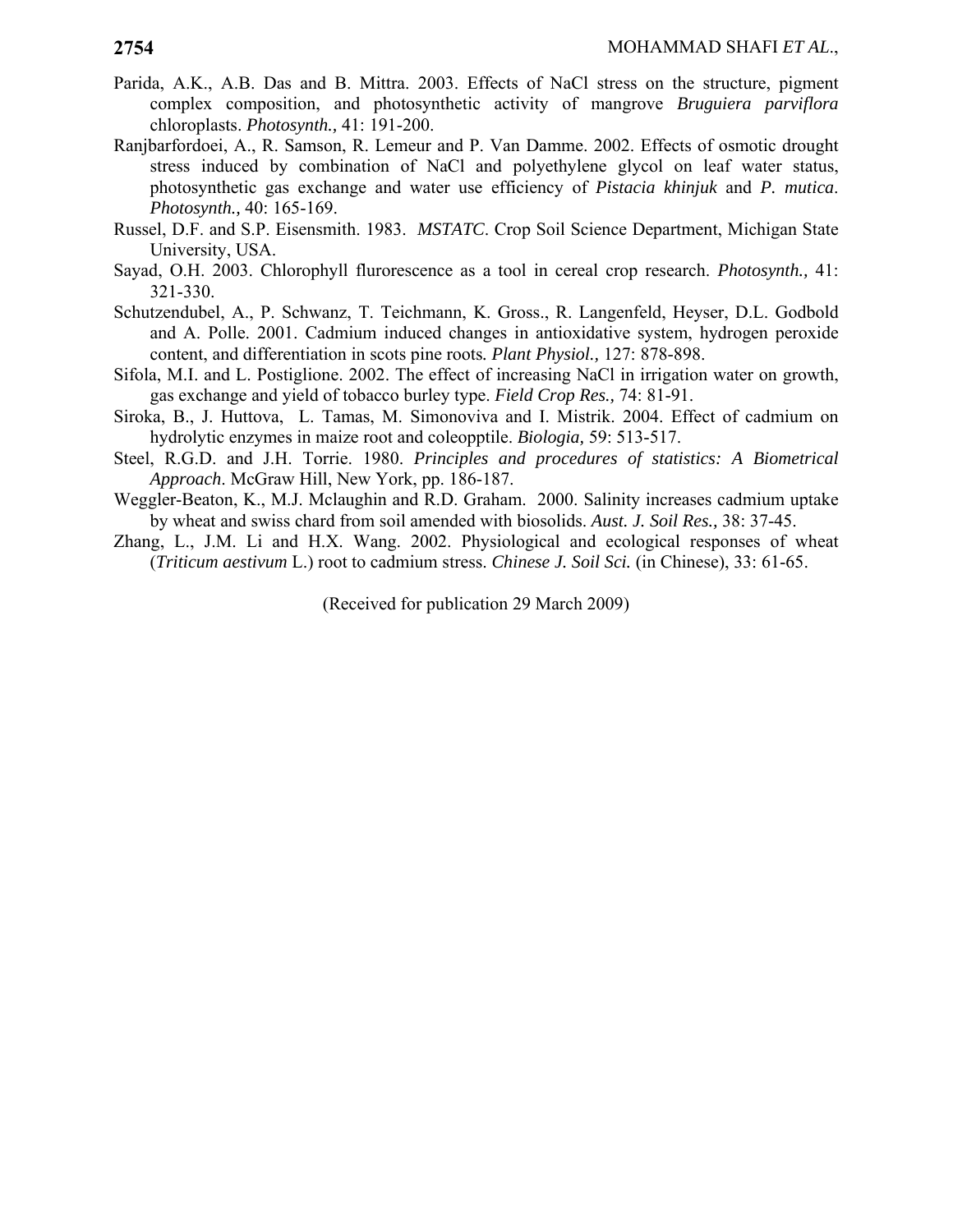Parida, A.K., A.B. Das and B. Mittra. 2003. Effects of NaCl stress on the structure, pigment complex composition, and photosynthetic activity of mangrove *Bruguiera parviflora* chloroplasts. *Photosynth.,* 41: 191-200.

Ranjbarfordoei, A., R. Samson, R. Lemeur and P. Van Damme. 2002. Effects of osmotic drought stress induced by combination of NaCl and polyethylene glycol on leaf water status, photosynthetic gas exchange and water use efficiency of *Pistacia khinjuk* and *P. mutica*. *Photosynth.,* 40: 165-169.

Russel, D.F. and S.P. Eisensmith. 1983. *MSTATC*. Crop Soil Science Department, Michigan State University, USA.

Sayad, O.H. 2003. Chlorophyll flurorescence as a tool in cereal crop research. *Photosynth.,* 41: 321-330.

Schutzendubel, A., P. Schwanz, T. Teichmann, K. Gross., R. Langenfeld, Heyser, D.L. Godbold and A. Polle. 2001. Cadmium induced changes in antioxidative system, hydrogen peroxide content, and differentiation in scots pine roots. *Plant Physiol.,* 127: 878-898.

Sifola, M.I. and L. Postiglione. 2002. The effect of increasing NaCl in irrigation water on growth, gas exchange and yield of tobacco burley type. *Field Crop Res.,* 74: 81-91.

Siroka, B., J. Huttova, L. Tamas, M. Simonoviva and I. Mistrik. 2004. Effect of cadmium on hydrolytic enzymes in maize root and coleopptile. *Biologia,* 59: 513-517.

Steel, R.G.D. and J.H. Torrie. 1980. *Principles and procedures of statistics: A Biometrical Approach*. McGraw Hill, New York, pp. 186-187.

Weggler-Beaton, K., M.J. Mclaughin and R.D. Graham. 2000. Salinity increases cadmium uptake by wheat and swiss chard from soil amended with biosolids. *Aust. J. Soil Res.,* 38: 37-45.

Zhang, L., J.M. Li and H.X. Wang. 2002. Physiological and ecological responses of wheat (*Triticum aestivum* L.) root to cadmium stress. *Chinese J. Soil Sci.* (in Chinese), 33: 61-65.

(Received for publication 29 March 2009)